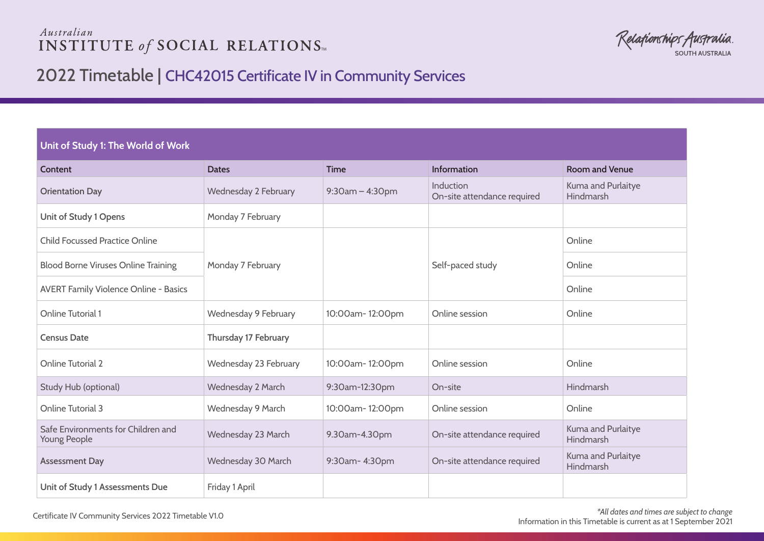Australian INSTITUTE *of* SOCIAL RELATIONS™

Relationships Australia SOUTH AUSTRALIA

# 2022 Timetable | CHC42015 Certificate IV in Community Services

| Unit of Study 1: The World of Work | | | | |
|---|---|---|---|---|
| **Content** | **Dates** | **Time** | **Information** | **Room and Venue** |
| **Orientation Day** | Wednesday 2 February | 9:30am – 4:30pm | Induction<br>On-site attendance required | Kuma and Purlaitye<br>Hindmarsh |
| **Unit of Study 1 Opens** | Monday 7 February | | | |
| Child Focussed Practice Online | Monday 7 February | | Self-paced study | Online |
| Blood Borne Viruses Online Training | Monday 7 February | | Self-paced study | Online |
| AVERT Family Violence Online - Basics | Monday 7 February | | Self-paced study | Online |
| Online Tutorial 1 | Wednesday 9 February | 10:00am- 12:00pm | Online session | Online |
| **Census Date** | **Thursday 17 February** | | | |
| Online Tutorial 2 | Wednesday 23 February | 10:00am- 12:00pm | Online session | Online |
| Study Hub (optional) | Wednesday 2 March | 9:30am-12:30pm | On-site | Hindmarsh |
| Online Tutorial 3 | Wednesday 9 March | 10:00am- 12:00pm | Online session | Online |
| Safe Environments for Children and Young People | Wednesday 23 March | 9.30am-4.30pm | On-site attendance required | Kuma and Purlaitye<br>Hindmarsh |
| **Assessment Day** | Wednesday 30 March | 9:30am- 4:30pm | On-site attendance required | Kuma and Purlaitye<br>Hindmarsh |
| **Unit of Study 1 Assessments Due** | Friday 1 April | | | |

Certificate IV Community Services 2022 Timetable V1.0

*\*All dates and times are subject to change*
Information in this Timetable is current as at 1 September 2021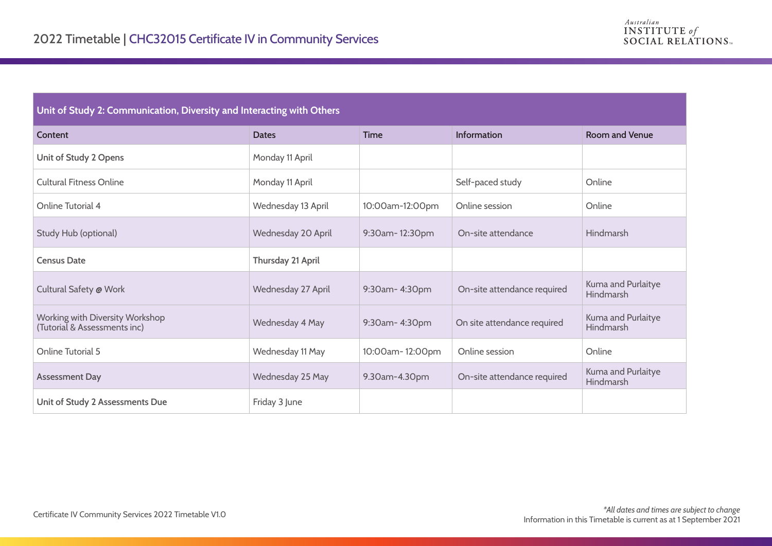# 2022 Timetable | CHC32015 Certificate IV in Community Services

Australian INSTITUTE of SOCIAL RELATIONS

| Unit of Study 2: Communication, Diversity and Interacting with Others | | | | |
|---|---|---|---|---|
| **Content** | **Dates** | **Time** | **Information** | **Room and Venue** |
| **Unit of Study 2 Opens** | Monday 11 April | | | |
| Cultural Fitness Online | Monday 11 April | | Self-paced study | Online |
| Online Tutorial 4 | Wednesday 13 April | 10:00am-12:00pm | Online session | Online |
| Study Hub (optional) | Wednesday 20 April | 9:30am- 12:30pm | On-site attendance | Hindmarsh |
| **Census Date** | **Thursday 21 April** | | | |
| Cultural Safety @ Work | Wednesday 27 April | 9:30am- 4:30pm | On-site attendance required | Kuma and Purlaitye Hindmarsh |
| Working with Diversity Workshop (Tutorial & Assessments inc) | Wednesday 4 May | 9:30am- 4:30pm | On site attendance required | Kuma and Purlaitye Hindmarsh |
| Online Tutorial 5 | Wednesday 11 May | 10:00am- 12:00pm | Online session | Online |
| **Assessment Day** | Wednesday 25 May | 9.30am-4.30pm | On-site attendance required | Kuma and Purlaitye Hindmarsh |
| **Unit of Study 2 Assessments Due** | Friday 3 June | | | |

Certificate IV Community Services 2022 Timetable V1.0

*\*All dates and times are subject to change*
Information in this Timetable is current as at 1 September 2021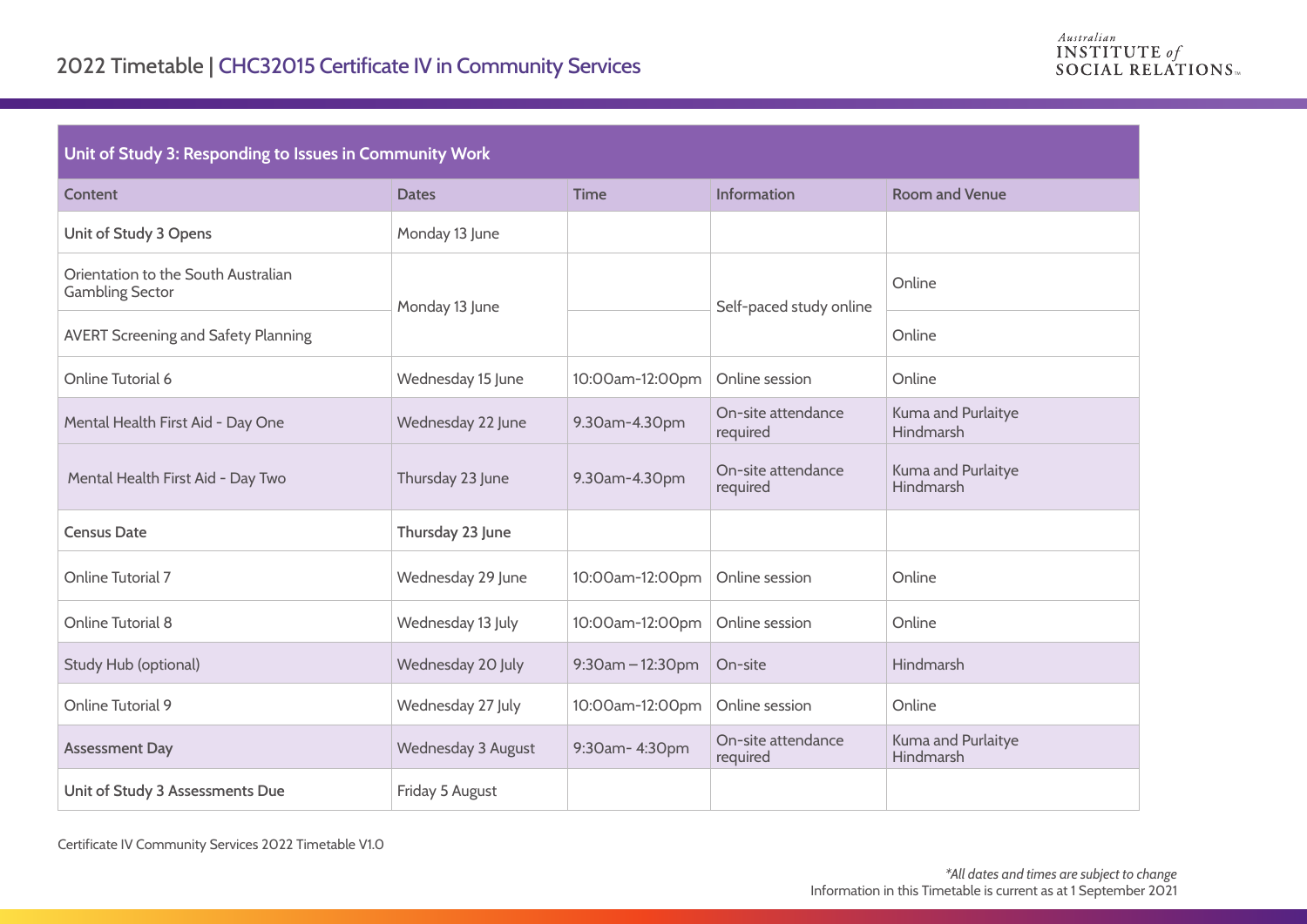## 2022 Timetable | CHC32015 Certificate IV in Community Services

Australian INSTITUTE of SOCIAL RELATIONS

| Unit of Study 3: Responding to Issues in Community Work | | | | |
|---|---|---|---|---|
| **Content** | **Dates** | **Time** | **Information** | **Room and Venue** |
| **Unit of Study 3 Opens** | Monday 13 June | | | |
| Orientation to the South Australian Gambling Sector | Monday 13 June | | Self-paced study online | Online |
| AVERT Screening and Safety Planning | Monday 13 June | | Self-paced study online | Online |
| Online Tutorial 6 | Wednesday 15 June | 10:00am-12:00pm | Online session | Online |
| Mental Health First Aid - Day One | Wednesday 22 June | 9.30am-4.30pm | On-site attendance required | Kuma and Purlaitye Hindmarsh |
| Mental Health First Aid - Day Two | Thursday 23 June | 9.30am-4.30pm | On-site attendance required | Kuma and Purlaitye Hindmarsh |
| **Census Date** | **Thursday 23 June** | | | |
| Online Tutorial 7 | Wednesday 29 June | 10:00am-12:00pm | Online session | Online |
| Online Tutorial 8 | Wednesday 13 July | 10:00am-12:00pm | Online session | Online |
| Study Hub (optional) | Wednesday 20 July | 9:30am – 12:30pm | On-site | Hindmarsh |
| Online Tutorial 9 | Wednesday 27 July | 10:00am-12:00pm | Online session | Online |
| **Assessment Day** | Wednesday 3 August | 9:30am- 4:30pm | On-site attendance required | Kuma and Purlaitye Hindmarsh |
| **Unit of Study 3 Assessments Due** | Friday 5 August | | | |

Certificate IV Community Services 2022 Timetable V1.0

*\*All dates and times are subject to change*
Information in this Timetable is current as at 1 September 2021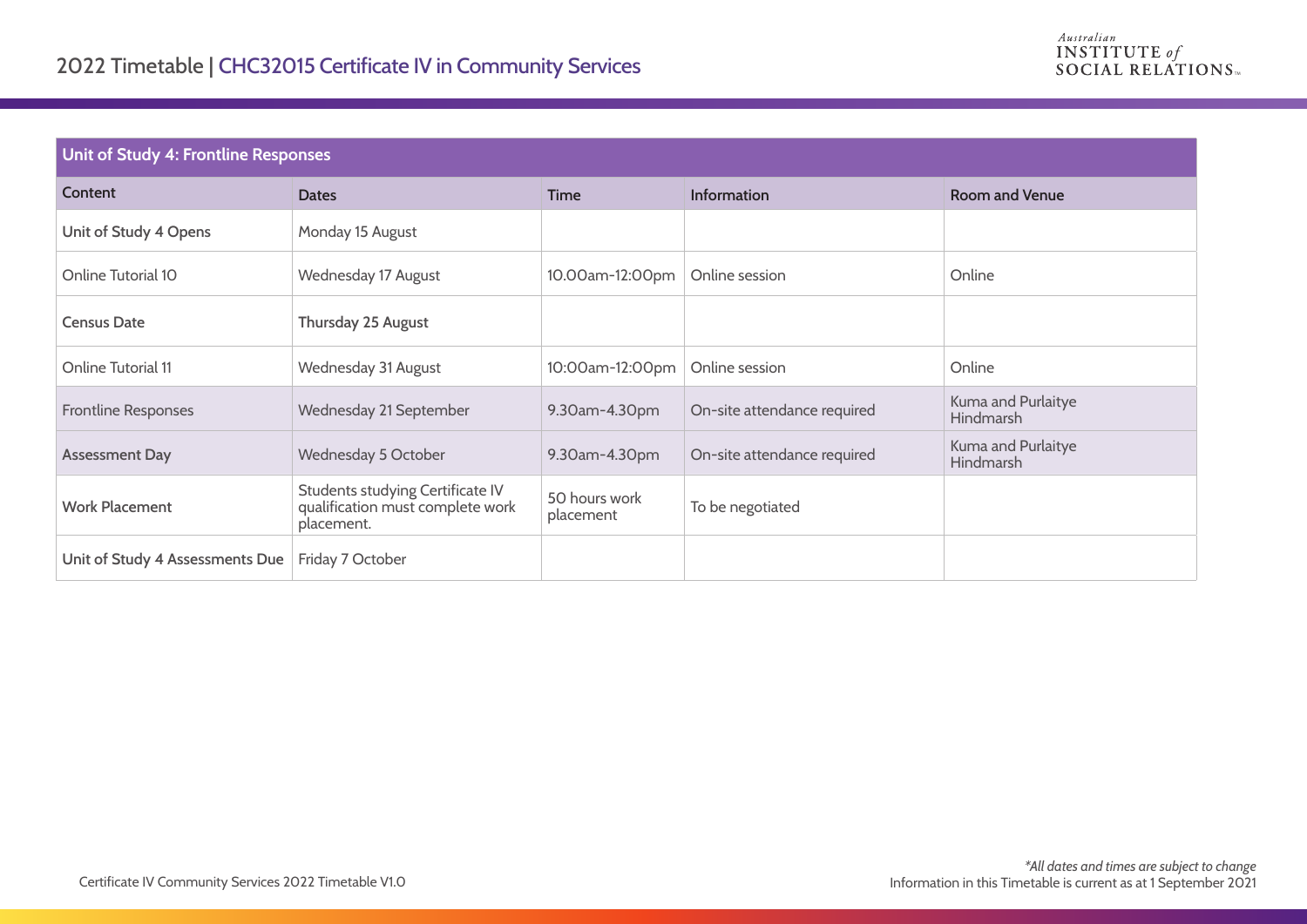# 2022 Timetable | CHC32015 Certificate IV in Community Services

Australian INSTITUTE of SOCIAL RELATIONS

| Unit of Study 4: Frontline Responses | | | | |
|---|---|---|---|---|
| **Content** | **Dates** | **Time** | **Information** | **Room and Venue** |
| **Unit of Study 4 Opens** | Monday 15 August | | | |
| Online Tutorial 10 | Wednesday 17 August | 10.00am-12:00pm | Online session | Online |
| **Census Date** | **Thursday 25 August** | | | |
| Online Tutorial 11 | Wednesday 31 August | 10:00am-12:00pm | Online session | Online |
| Frontline Responses | Wednesday 21 September | 9.30am-4.30pm | On-site attendance required | Kuma and Purlaitye Hindmarsh |
| **Assessment Day** | Wednesday 5 October | 9.30am-4.30pm | On-site attendance required | Kuma and Purlaitye Hindmarsh |
| **Work Placement** | Students studying Certificate IV qualification must complete work placement. | 50 hours work placement | To be negotiated | |
| **Unit of Study 4 Assessments Due** | Friday 7 October | | | |

Certificate IV Community Services 2022 Timetable V1.0

*\*All dates and times are subject to change*
Information in this Timetable is current as at 1 September 2021